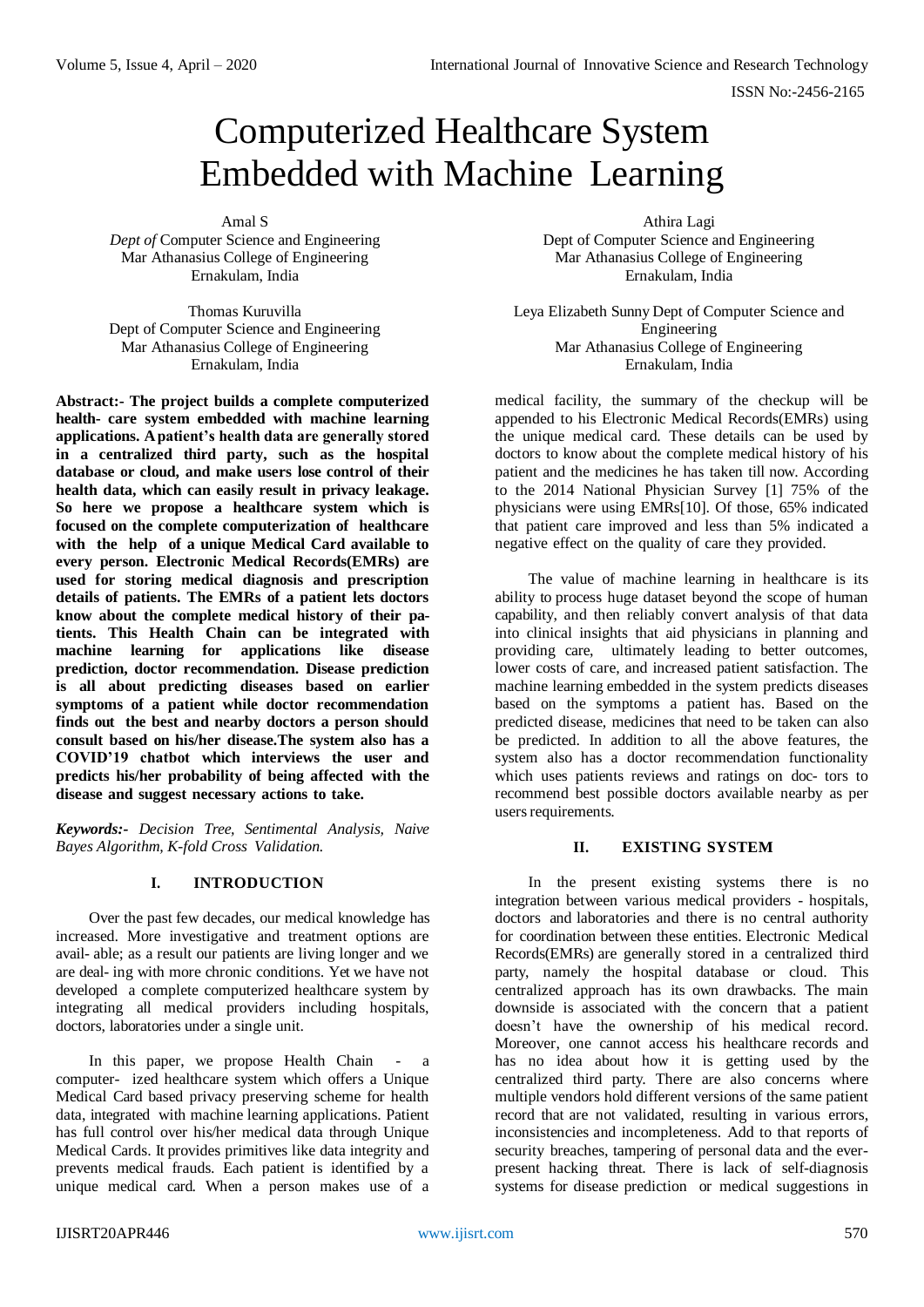# Computerized Healthcare System Embedded with Machine Learning

Amal S
*Dept of* Computer Science and Engineering
Mar Athanasius College of Engineering
Ernakulam, India

Athira Lagi
Dept of Computer Science and Engineering
Mar Athanasius College of Engineering
Ernakulam, India

Thomas Kuruvilla
Dept of Computer Science and Engineering
Mar Athanasius College of Engineering
Ernakulam, India

Leya Elizabeth Sunny Dept of Computer Science and Engineering
Mar Athanasius College of Engineering
Ernakulam, India

**Abstract:- The project builds a complete computerized health- care system embedded with machine learning applications. A patient's health data are generally stored in a centralized third party, such as the hospital database or cloud, and make users lose control of their health data, which can easily result in privacy leakage. So here we propose a healthcare system which is focused on the complete computerization of healthcare with the help of a unique Medical Card available to every person. Electronic Medical Records(EMRs) are used for storing medical diagnosis and prescription details of patients. The EMRs of a patient lets doctors know about the complete medical history of their pa- tients. This Health Chain can be integrated with machine learning for applications like disease prediction, doctor recommendation. Disease prediction is all about predicting diseases based on earlier symptoms of a patient while doctor recommendation finds out the best and nearby doctors a person should consult based on his/her disease.The system also has a COVID'19 chatbot which interviews the user and predicts his/her probability of being affected with the disease and suggest necessary actions to take.**

***Keywords:-*** *Decision Tree, Sentimental Analysis, Naive Bayes Algorithm, K-fold Cross Validation.*

## I. INTRODUCTION

Over the past few decades, our medical knowledge has increased. More investigative and treatment options are avail- able; as a result our patients are living longer and we are deal- ing with more chronic conditions. Yet we have not developed a complete computerized healthcare system by integrating all medical providers including hospitals, doctors, laboratories under a single unit.

In this paper, we propose Health Chain - a computer- ized healthcare system which offers a Unique Medical Card based privacy preserving scheme for health data, integrated with machine learning applications. Patient has full control over his/her medical data through Unique Medical Cards. It provides primitives like data integrity and prevents medical frauds. Each patient is identified by a unique medical card. When a person makes use of a medical facility, the summary of the checkup will be appended to his Electronic Medical Records(EMRs) using the unique medical card. These details can be used by doctors to know about the complete medical history of his patient and the medicines he has taken till now. According to the 2014 National Physician Survey [1] 75% of the physicians were using EMRs[10]. Of those, 65% indicated that patient care improved and less than 5% indicated a negative effect on the quality of care they provided.

The value of machine learning in healthcare is its ability to process huge dataset beyond the scope of human capability, and then reliably convert analysis of that data into clinical insights that aid physicians in planning and providing care, ultimately leading to better outcomes, lower costs of care, and increased patient satisfaction. The machine learning embedded in the system predicts diseases based on the symptoms a patient has. Based on the predicted disease, medicines that need to be taken can also be predicted. In addition to all the above features, the system also has a doctor recommendation functionality which uses patients reviews and ratings on doc- tors to recommend best possible doctors available nearby as per users requirements.

## II. EXISTING SYSTEM

In the present existing systems there is no integration between various medical providers - hospitals, doctors and laboratories and there is no central authority for coordination between these entities. Electronic Medical Records(EMRs) are generally stored in a centralized third party, namely the hospital database or cloud. This centralized approach has its own drawbacks. The main downside is associated with the concern that a patient doesn't have the ownership of his medical record. Moreover, one cannot access his healthcare records and has no idea about how it is getting used by the centralized third party. There are also concerns where multiple vendors hold different versions of the same patient record that are not validated, resulting in various errors, inconsistencies and incompleteness. Add to that reports of security breaches, tampering of personal data and the ever- present hacking threat. There is lack of self-diagnosis systems for disease prediction or medical suggestions in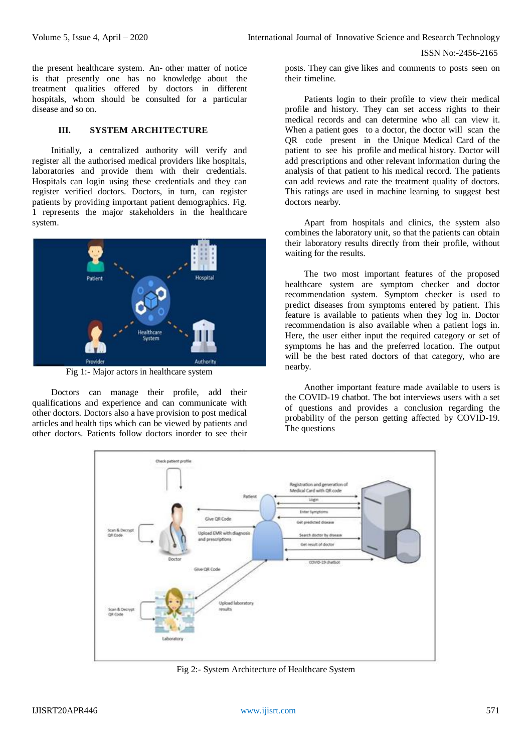the present healthcare system. An- other matter of notice is that presently one has no knowledge about the treatment qualities offered by doctors in different hospitals, whom should be consulted for a particular disease and so on.

## III. SYSTEM ARCHITECTURE

Initially, a centralized authority will verify and register all the authorised medical providers like hospitals, laboratories and provide them with their credentials. Hospitals can login using these credentials and they can register verified doctors. Doctors, in turn, can register patients by providing important patient demographics. Fig. 1 represents the major stakeholders in the healthcare system.

Fig 1:- Major actors in healthcare system

Doctors can manage their profile, add their qualifications and experience and can communicate with other doctors. Doctors also a have provision to post medical articles and health tips which can be viewed by patients and other doctors. Patients follow doctors inorder to see their posts. They can give likes and comments to posts seen on their timeline.

Patients login to their profile to view their medical profile and history. They can set access rights to their medical records and can determine who all can view it. When a patient goes to a doctor, the doctor will scan the QR code present in the Unique Medical Card of the patient to see his profile and medical history. Doctor will add prescriptions and other relevant information during the analysis of that patient to his medical record. The patients can add reviews and rate the treatment quality of doctors. This ratings are used in machine learning to suggest best doctors nearby.

Apart from hospitals and clinics, the system also combines the laboratory unit, so that the patients can obtain their laboratory results directly from their profile, without waiting for the results.

The two most important features of the proposed healthcare system are symptom checker and doctor recommendation system. Symptom checker is used to predict diseases from symptoms entered by patient. This feature is available to patients when they log in. Doctor recommendation is also available when a patient logs in. Here, the user either input the required category or set of symptoms he has and the preferred location. The output will be the best rated doctors of that category, who are nearby.

Another important feature made available to users is the COVID-19 chatbot. The bot interviews users with a set of questions and provides a conclusion regarding the probability of the person getting affected by COVID-19. The questions

Fig 2:- System Architecture of Healthcare System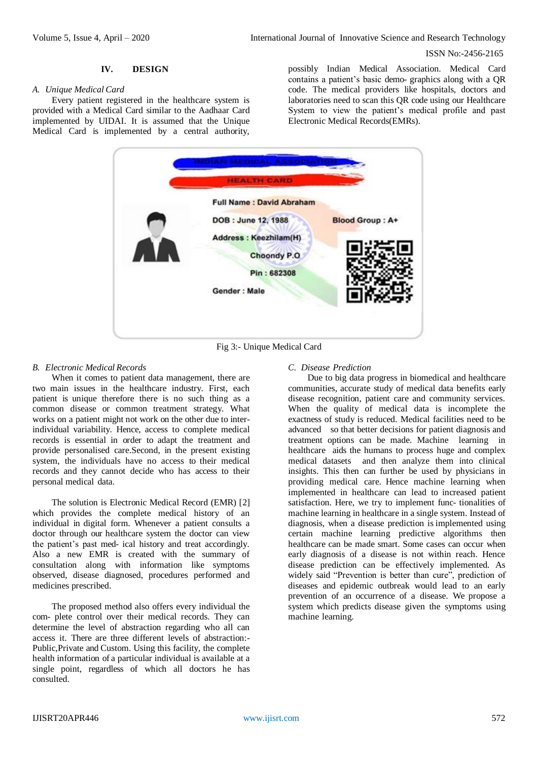## IV. DESIGN

### *A. Unique Medical Card*

Every patient registered in the healthcare system is provided with a Medical Card similar to the Aadhaar Card implemented by UIDAI. It is assumed that the Unique Medical Card is implemented by a central authority, possibly Indian Medical Association. Medical Card contains a patient's basic demo- graphics along with a QR code. The medical providers like hospitals, doctors and laboratories need to scan this QR code using our Healthcare System to view the patient's medical profile and past Electronic Medical Records(EMRs).

Fig 3:- Unique Medical Card

### *B. Electronic Medical Records*

When it comes to patient data management, there are two main issues in the healthcare industry. First, each patient is unique therefore there is no such thing as a common disease or common treatment strategy. What works on a patient might not work on the other due to inter-individual variability. Hence, access to complete medical records is essential in order to adapt the treatment and provide personalised care.Second, in the present existing system, the individuals have no access to their medical records and they cannot decide who has access to their personal medical data.

The solution is Electronic Medical Record (EMR) [2] which provides the complete medical history of an individual in digital form. Whenever a patient consults a doctor through our healthcare system the doctor can view the patient's past med- ical history and treat accordingly. Also a new EMR is created with the summary of consultation along with information like symptoms observed, disease diagnosed, procedures performed and medicines prescribed.

The proposed method also offers every individual the com- plete control over their medical records. They can determine the level of abstraction regarding who all can access it. There are three different levels of abstraction:- Public,Private and Custom. Using this facility, the complete health information of a particular individual is available at a single point, regardless of which all doctors he has consulted.

### *C. Disease Prediction*

Due to big data progress in biomedical and healthcare communities, accurate study of medical data benefits early disease recognition, patient care and community services. When the quality of medical data is incomplete the exactness of study is reduced. Medical facilities need to be advanced so that better decisions for patient diagnosis and treatment options can be made. Machine learning in healthcare aids the humans to process huge and complex medical datasets and then analyze them into clinical insights. This then can further be used by physicians in providing medical care. Hence machine learning when implemented in healthcare can lead to increased patient satisfaction. Here, we try to implement func- tionalities of machine learning in healthcare in a single system. Instead of diagnosis, when a disease prediction is implemented using certain machine learning predictive algorithms then healthcare can be made smart. Some cases can occur when early diagnosis of a disease is not within reach. Hence disease prediction can be effectively implemented. As widely said "Prevention is better than cure", prediction of diseases and epidemic outbreak would lead to an early prevention of an occurrence of a disease. We propose a system which predicts disease given the symptoms using machine learning.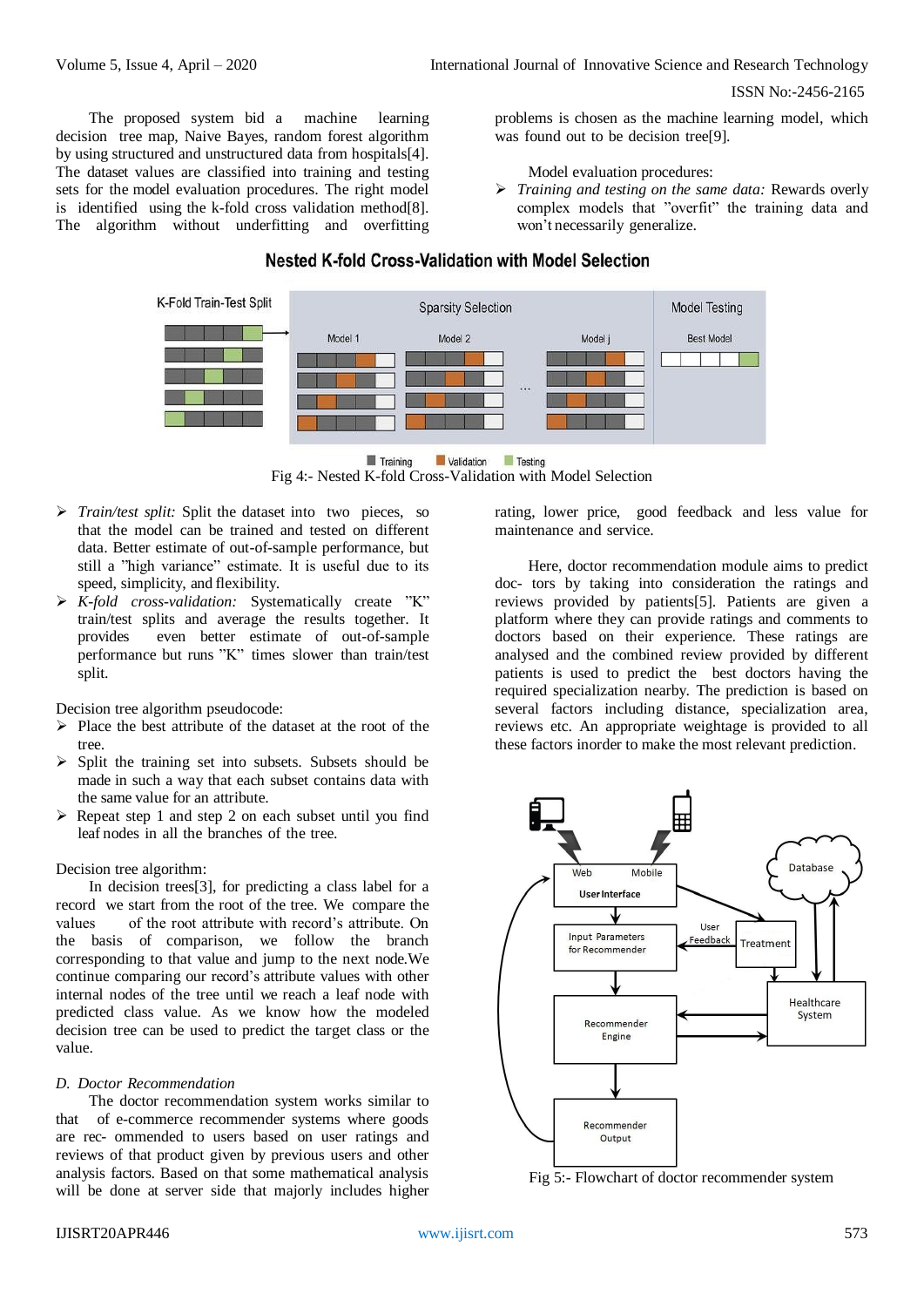The proposed system bid a machine learning decision tree map, Naive Bayes, random forest algorithm by using structured and unstructured data from hospitals[4]. The dataset values are classified into training and testing sets for the model evaluation procedures. The right model is identified using the k-fold cross validation method[8]. The algorithm without underfitting and overfitting problems is chosen as the machine learning model, which was found out to be decision tree[9].

Model evaluation procedures:

- *Training and testing on the same data:* Rewards overly complex models that "overfit" the training data and won't necessarily generalize.

Fig 4:- Nested K-fold Cross-Validation with Model Selection

- *Train/test split:* Split the dataset into two pieces, so that the model can be trained and tested on different data. Better estimate of out-of-sample performance, but still a "high variance" estimate. It is useful due to its speed, simplicity, and flexibility.
- *K-fold cross-validation:* Systematically create "K" train/test splits and average the results together. It provides even better estimate of out-of-sample performance but runs "K" times slower than train/test split.

Decision tree algorithm pseudocode:

- Place the best attribute of the dataset at the root of the tree.
- Split the training set into subsets. Subsets should be made in such a way that each subset contains data with the same value for an attribute.
- Repeat step 1 and step 2 on each subset until you find leaf nodes in all the branches of the tree.

Decision tree algorithm:

In decision trees[3], for predicting a class label for a record we start from the root of the tree. We compare the values of the root attribute with record's attribute. On the basis of comparison, we follow the branch corresponding to that value and jump to the next node.We continue comparing our record's attribute values with other internal nodes of the tree until we reach a leaf node with predicted class value. As we know how the modeled decision tree can be used to predict the target class or the value.

### *D. Doctor Recommendation*

The doctor recommendation system works similar to that of e-commerce recommender systems where goods are rec- ommended to users based on user ratings and reviews of that product given by previous users and other analysis factors. Based on that some mathematical analysis will be done at server side that majorly includes higher rating, lower price, good feedback and less value for maintenance and service.

Here, doctor recommendation module aims to predict doc- tors by taking into consideration the ratings and reviews provided by patients[5]. Patients are given a platform where they can provide ratings and comments to doctors based on their experience. These ratings are analysed and the combined review provided by different patients is used to predict the best doctors having the required specialization nearby. The prediction is based on several factors including distance, specialization area, reviews etc. An appropriate weightage is provided to all these factors inorder to make the most relevant prediction.

Fig 5:- Flowchart of doctor recommender system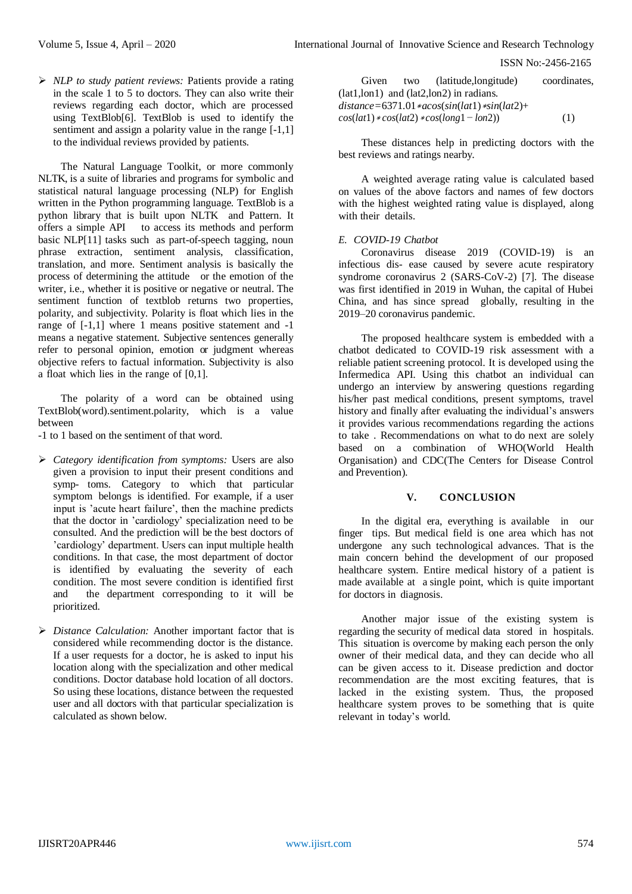- *NLP to study patient reviews:* Patients provide a rating in the scale 1 to 5 to doctors. They can also write their reviews regarding each doctor, which are processed using TextBlob[6]. TextBlob is used to identify the sentiment and assign a polarity value in the range [-1,1] to the individual reviews provided by patients.

The Natural Language Toolkit, or more commonly NLTK, is a suite of libraries and programs for symbolic and statistical natural language processing (NLP) for English written in the Python programming language. TextBlob is a python library that is built upon NLTK and Pattern. It offers a simple API to access its methods and perform basic NLP[11] tasks such as part-of-speech tagging, noun phrase extraction, sentiment analysis, classification, translation, and more. Sentiment analysis is basically the process of determining the attitude or the emotion of the writer, i.e., whether it is positive or negative or neutral. The sentiment function of textblob returns two properties, polarity, and subjectivity. Polarity is float which lies in the range of [-1,1] where 1 means positive statement and -1 means a negative statement. Subjective sentences generally refer to personal opinion, emotion or judgment whereas objective refers to factual information. Subjectivity is also a float which lies in the range of [0,1].

The polarity of a word can be obtained using TextBlob(word).sentiment.polarity, which is a value between

-1 to 1 based on the sentiment of that word.

- *Category identification from symptoms:* Users are also given a provision to input their present conditions and symp- toms. Category to which that particular symptom belongs is identified. For example, if a user input is 'acute heart failure', then the machine predicts that the doctor in 'cardiology' specialization need to be consulted. And the prediction will be the best doctors of 'cardiology' department. Users can input multiple health conditions. In that case, the most department of doctor is identified by evaluating the severity of each condition. The most severe condition is identified first and the department corresponding to it will be prioritized.

- *Distance Calculation:* Another important factor that is considered while recommending doctor is the distance. If a user requests for a doctor, he is asked to input his location along with the specialization and other medical conditions. Doctor database hold location of all doctors. So using these locations, distance between the requested user and all doctors with that particular specialization is calculated as shown below.

Given two (latitude,longitude) coordinates, (lat1,lon1) and (lat2,lon2) in radians.

$$distance = 6371.01 * acos(sin(lat1) * sin(lat2) + cos(lat1) * cos(lat2) * cos(long1 - lon2)) \quad (1)$$

These distances help in predicting doctors with the best reviews and ratings nearby.

A weighted average rating value is calculated based on values of the above factors and names of few doctors with the highest weighted rating value is displayed, along with their details.

### *E. COVID-19 Chatbot*

Coronavirus disease 2019 (COVID-19) is an infectious dis- ease caused by severe acute respiratory syndrome coronavirus 2 (SARS-CoV-2) [7]. The disease was first identified in 2019 in Wuhan, the capital of Hubei China, and has since spread globally, resulting in the 2019–20 coronavirus pandemic.

The proposed healthcare system is embedded with a chatbot dedicated to COVID-19 risk assessment with a reliable patient screening protocol. It is developed using the Infermedica API. Using this chatbot an individual can undergo an interview by answering questions regarding his/her past medical conditions, present symptoms, travel history and finally after evaluating the individual's answers it provides various recommendations regarding the actions to take . Recommendations on what to do next are solely based on a combination of WHO(World Health Organisation) and CDC(The Centers for Disease Control and Prevention).

## V. CONCLUSION

In the digital era, everything is available in our finger tips. But medical field is one area which has not undergone any such technological advances. That is the main concern behind the development of our proposed healthcare system. Entire medical history of a patient is made available at a single point, which is quite important for doctors in diagnosis.

Another major issue of the existing system is regarding the security of medical data stored in hospitals. This situation is overcome by making each person the only owner of their medical data, and they can decide who all can be given access to it. Disease prediction and doctor recommendation are the most exciting features, that is lacked in the existing system. Thus, the proposed healthcare system proves to be something that is quite relevant in today's world.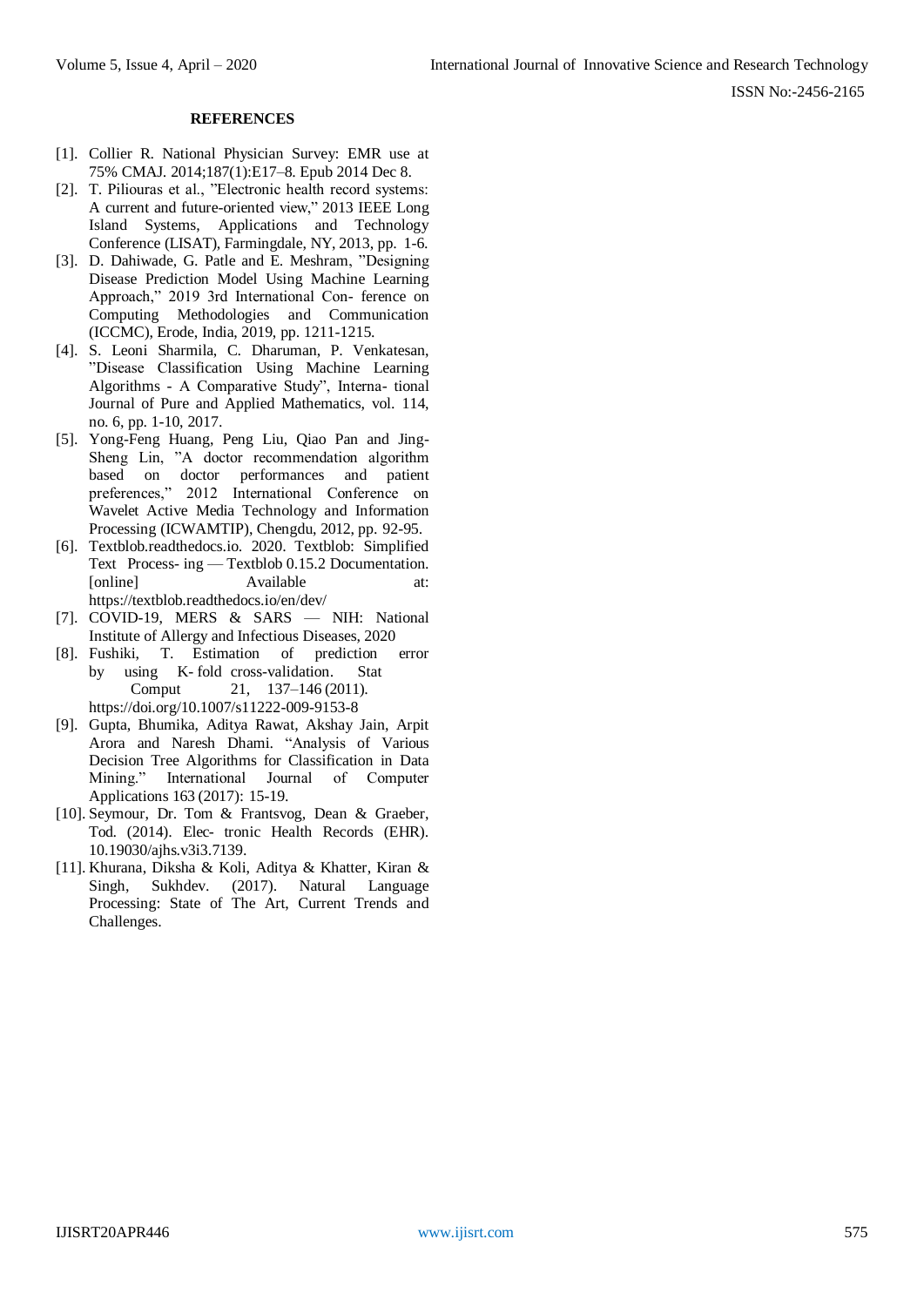## REFERENCES

[1]. Collier R. National Physician Survey: EMR use at 75% CMAJ. 2014;187(1):E17–8. Epub 2014 Dec 8.

[2]. T. Piliouras et al., "Electronic health record systems: A current and future-oriented view," 2013 IEEE Long Island Systems, Applications and Technology Conference (LISAT), Farmingdale, NY, 2013, pp. 1-6.

[3]. D. Dahiwade, G. Patle and E. Meshram, "Designing Disease Prediction Model Using Machine Learning Approach," 2019 3rd International Con- ference on Computing Methodologies and Communication (ICCMC), Erode, India, 2019, pp. 1211-1215.

[4]. S. Leoni Sharmila, C. Dharuman, P. Venkatesan, "Disease Classification Using Machine Learning Algorithms - A Comparative Study", Interna- tional Journal of Pure and Applied Mathematics, vol. 114, no. 6, pp. 1-10, 2017.

[5]. Yong-Feng Huang, Peng Liu, Qiao Pan and Jing-Sheng Lin, "A doctor recommendation algorithm based on doctor performances and patient preferences," 2012 International Conference on Wavelet Active Media Technology and Information Processing (ICWAMTIP), Chengdu, 2012, pp. 92-95.

[6]. Textblob.readthedocs.io. 2020. Textblob: Simplified Text Process- ing — Textblob 0.15.2 Documentation. [online] Available at: https://textblob.readthedocs.io/en/dev/

[7]. COVID-19, MERS & SARS — NIH: National Institute of Allergy and Infectious Diseases, 2020

[8]. Fushiki, T. Estimation of prediction error by using K- fold cross-validation. Stat Comput 21, 137–146 (2011). https://doi.org/10.1007/s11222-009-9153-8

[9]. Gupta, Bhumika, Aditya Rawat, Akshay Jain, Arpit Arora and Naresh Dhami. "Analysis of Various Decision Tree Algorithms for Classification in Data Mining." International Journal of Computer Applications 163 (2017): 15-19.

[10]. Seymour, Dr. Tom & Frantsvog, Dean & Graeber, Tod. (2014). Elec- tronic Health Records (EHR). 10.19030/ajhs.v3i3.7139.

[11]. Khurana, Diksha & Koli, Aditya & Khatter, Kiran & Singh, Sukhdev. (2017). Natural Language Processing: State of The Art, Current Trends and Challenges.